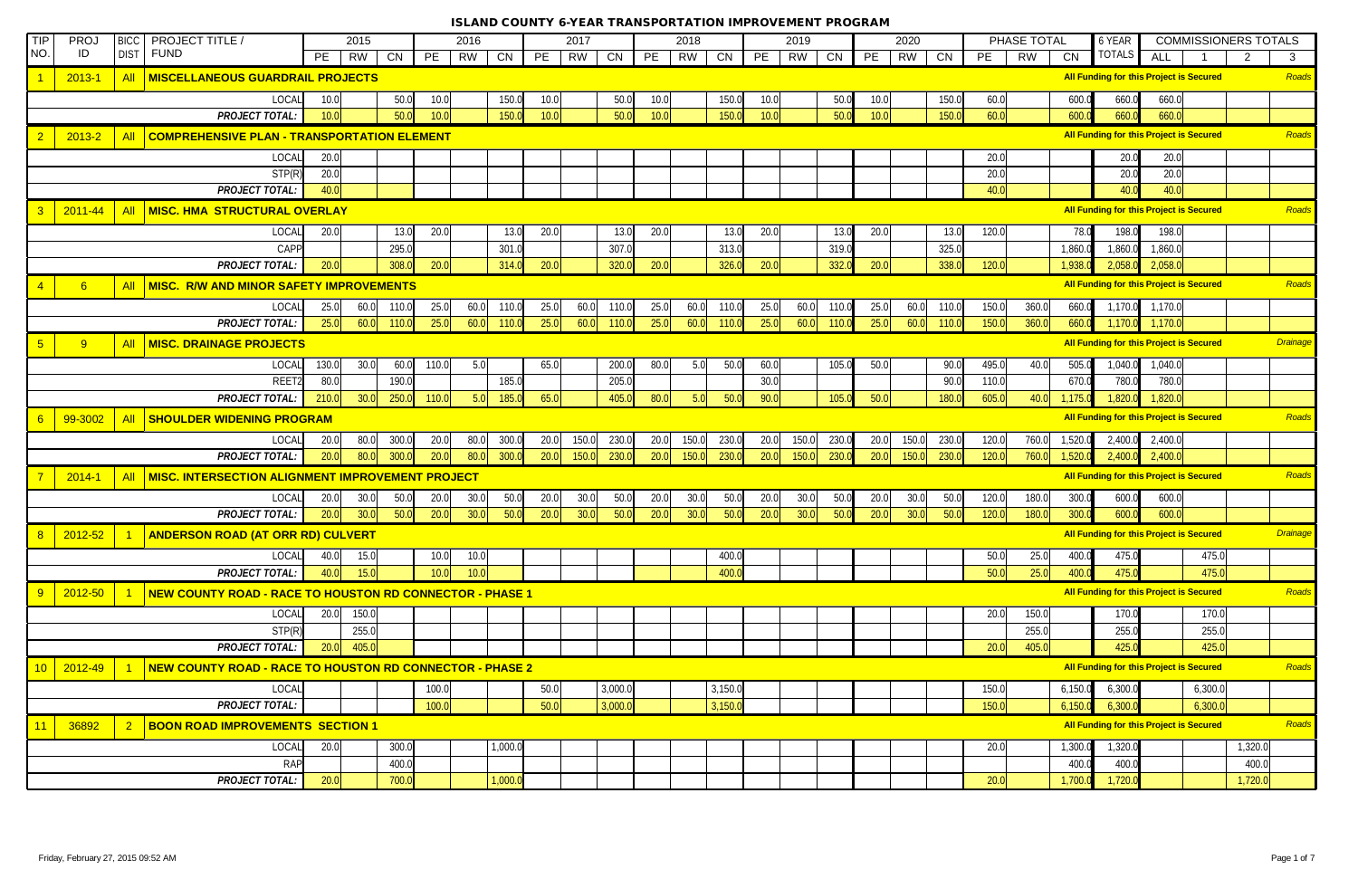# ISLAND COUNTY 6-YEAR TRANSPORTATION IMPROVEMENT PROGRAM

| TIP NO. | PROJ ID | BICC DIST | PROJECT TITLE / FUND | 2015 | | | 2016 | | | 2017 | | | 2018 | | | 2019 | | | 2020 | | | PHASE TOTAL | | | 6 YEAR TOTALS | COMMISSIONERS TOTALS | | | |
|---|---|---|---|---|---|---|---|---|---|---|---|---|---|---|---|---|---|---|---|---|---|---|---|---|---|---|---|---|---|
| | | | | PE | RW | CN | PE | RW | CN | PE | RW | CN | PE | RW | CN | PE | RW | CN | PE | RW | CN | PE | RW | CN | | ALL | 1 | 2 | 3 |
| 1 | 2013-1 | All | **MISCELLANEOUS GUARDRAIL PROJECTS** | | | | | | | | | | | | | | | | | | | | | | All Funding for this Project is Secured | | | | Roads |
| | | | LOCAL | 10.0 | | 50.0 | 10.0 | | 150.0 | 10.0 | | 50.0 | 10.0 | | 150.0 | 10.0 | | 50.0 | 10.0 | | 150.0 | 60.0 | | 600.0 | 660.0 | 660.0 | | | |
| | | | *PROJECT TOTAL:* | 10.0 | | 50.0 | 10.0 | | 150.0 | 10.0 | | 50.0 | 10.0 | | 150.0 | 10.0 | | 50.0 | 10.0 | | 150.0 | 60.0 | | 600.0 | 660.0 | 660.0 | | | |
| 2 | 2013-2 | All | **COMPREHENSIVE PLAN - TRANSPORTATION ELEMENT** | | | | | | | | | | | | | | | | | | | | | | All Funding for this Project is Secured | | | | Roads |
| | | | LOCAL | 20.0 | | | | | | | | | | | | | | | | | | 20.0 | | | 20.0 | 20.0 | | | |
| | | | STP(R) | 20.0 | | | | | | | | | | | | | | | | | | 20.0 | | | 20.0 | 20.0 | | | |
| | | | *PROJECT TOTAL:* | 40.0 | | | | | | | | | | | | | | | | | | 40.0 | | | 40.0 | 40.0 | | | |
| 3 | 2011-44 | All | **MISC. HMA STRUCTURAL OVERLAY** | | | | | | | | | | | | | | | | | | | | | | All Funding for this Project is Secured | | | | Roads |
| | | | LOCAL | 20.0 | | 13.0 | 20.0 | | 13.0 | 20.0 | | 13.0 | 20.0 | | 13.0 | 20.0 | | 13.0 | 20.0 | | 13.0 | 120.0 | | 78.0 | 198.0 | 198.0 | | | |
| | | | CAPP | | | 295.0 | | | 301.0 | | | 307.0 | | | 313.0 | | | 319.0 | | | 325.0 | | | 1,860.0 | 1,860.0 | 1,860.0 | | | |
| | | | *PROJECT TOTAL:* | 20.0 | | 308.0 | 20.0 | | 314.0 | 20.0 | | 320.0 | 20.0 | | 326.0 | 20.0 | | 332.0 | 20.0 | | 338.0 | 120.0 | | 1,938.0 | 2,058.0 | 2,058.0 | | | |
| 4 | 6 | All | **MISC. R/W AND MINOR SAFETY IMPROVEMENTS** | | | | | | | | | | | | | | | | | | | | | | All Funding for this Project is Secured | | | | Roads |
| | | | LOCAL | 25.0 | 60.0 | 110.0 | 25.0 | 60.0 | 110.0 | 25.0 | 60.0 | 110.0 | 25.0 | 60.0 | 110.0 | 25.0 | 60.0 | 110.0 | 25.0 | 60.0 | 110.0 | 150.0 | 360.0 | 660.0 | 1,170.0 | 1,170.0 | | | |
| | | | *PROJECT TOTAL:* | 25.0 | 60.0 | 110.0 | 25.0 | 60.0 | 110.0 | 25.0 | 60.0 | 110.0 | 25.0 | 60.0 | 110.0 | 25.0 | 60.0 | 110.0 | 25.0 | 60.0 | 110.0 | 150.0 | 360.0 | 660.0 | 1,170.0 | 1,170.0 | | | |
| 5 | 9 | All | **MISC. DRAINAGE PROJECTS** | | | | | | | | | | | | | | | | | | | | | | All Funding for this Project is Secured | | | | Drainage |
| | | | LOCAL | 130.0 | 30.0 | 60.0 | 110.0 | 5.0 | | 65.0 | | 200.0 | 80.0 | 5.0 | 50.0 | 60.0 | | 105.0 | 50.0 | | 90.0 | 495.0 | 40.0 | 505.0 | 1,040.0 | 1,040.0 | | | |
| | | | REET2 | 80.0 | | 190.0 | | | 185.0 | | | 205.0 | | | | 30.0 | | | | | 90.0 | 110.0 | | 670.0 | 780.0 | 780.0 | | | |
| | | | *PROJECT TOTAL:* | 210.0 | 30.0 | 250.0 | 110.0 | 5.0 | 185.0 | 65.0 | | 405.0 | 80.0 | 5.0 | 50.0 | 90.0 | | 105.0 | 50.0 | | 180.0 | 605.0 | 40.0 | 1,175.0 | 1,820.0 | 1,820.0 | | | |
| 6 | 99-3002 | All | **SHOULDER WIDENING PROGRAM** | | | | | | | | | | | | | | | | | | | | | | All Funding for this Project is Secured | | | | Roads |
| | | | LOCAL | 20.0 | 80.0 | 300.0 | 20.0 | 80.0 | 300.0 | 20.0 | 150.0 | 230.0 | 20.0 | 150.0 | 230.0 | 20.0 | 150.0 | 230.0 | 20.0 | 150.0 | 230.0 | 120.0 | 760.0 | 1,520.0 | 2,400.0 | 2,400.0 | | | |
| | | | *PROJECT TOTAL:* | 20.0 | 80.0 | 300.0 | 20.0 | 80.0 | 300.0 | 20.0 | 150.0 | 230.0 | 20.0 | 150.0 | 230.0 | 20.0 | 150.0 | 230.0 | 20.0 | 150.0 | 230.0 | 120.0 | 760.0 | 1,520.0 | 2,400.0 | 2,400.0 | | | |
| 7 | 2014-1 | All | **MISC. INTERSECTION ALIGNMENT IMPROVEMENT PROJECT** | | | | | | | | | | | | | | | | | | | | | | All Funding for this Project is Secured | | | | Roads |
| | | | LOCAL | 20.0 | 30.0 | 50.0 | 20.0 | 30.0 | 50.0 | 20.0 | 30.0 | 50.0 | 20.0 | 30.0 | 50.0 | 20.0 | 30.0 | 50.0 | 20.0 | 30.0 | 50.0 | 120.0 | 180.0 | 300.0 | 600.0 | 600.0 | | | |
| | | | *PROJECT TOTAL:* | 20.0 | 30.0 | 50.0 | 20.0 | 30.0 | 50.0 | 20.0 | 30.0 | 50.0 | 20.0 | 30.0 | 50.0 | 20.0 | 30.0 | 50.0 | 20.0 | 30.0 | 50.0 | 120.0 | 180.0 | 300.0 | 600.0 | 600.0 | | | |
| 8 | 2012-52 | 1 | **ANDERSON ROAD (AT ORR RD) CULVERT** | | | | | | | | | | | | | | | | | | | | | | All Funding for this Project is Secured | | | | Drainage |
| | | | LOCAL | 40.0 | 15.0 | | 10.0 | 10.0 | | | | | | | 400.0 | | | | | | | 50.0 | 25.0 | 400.0 | 475.0 | | 475.0 | | |
| | | | *PROJECT TOTAL:* | 40.0 | 15.0 | | 10.0 | 10.0 | | | | | | | 400.0 | | | | | | | 50.0 | 25.0 | 400.0 | 475.0 | | 475.0 | | |
| 9 | 2012-50 | 1 | **NEW COUNTY ROAD - RACE TO HOUSTON RD CONNECTOR - PHASE 1** | | | | | | | | | | | | | | | | | | | | | | All Funding for this Project is Secured | | | | Roads |
| | | | LOCAL | 20.0 | 150.0 | | | | | | | | | | | | | | | | | 20.0 | 150.0 | | 170.0 | | 170.0 | | |
| | | | STP(R) | | 255.0 | | | | | | | | | | | | | | | | | | 255.0 | | 255.0 | | 255.0 | | |
| | | | *PROJECT TOTAL:* | 20.0 | 405.0 | | | | | | | | | | | | | | | | | 20.0 | 405.0 | | 425.0 | | 425.0 | | |
| 10 | 2012-49 | 1 | **NEW COUNTY ROAD - RACE TO HOUSTON RD CONNECTOR - PHASE 2** | | | | | | | | | | | | | | | | | | | | | | All Funding for this Project is Secured | | | | Roads |
| | | | LOCAL | | | | 100.0 | | | 50.0 | | 3,000.0 | | | 3,150.0 | | | | | | | 150.0 | | 6,150.0 | 6,300.0 | | 6,300.0 | | |
| | | | *PROJECT TOTAL:* | | | | 100.0 | | | 50.0 | | 3,000.0 | | | 3,150.0 | | | | | | | 150.0 | | 6,150.0 | 6,300.0 | | 6,300.0 | | |
| 11 | 36892 | 2 | **BOON ROAD IMPROVEMENTS SECTION 1** | | | | | | | | | | | | | | | | | | | | | | All Funding for this Project is Secured | | | | Roads |
| | | | LOCAL | 20.0 | | 300.0 | | | 1,000.0 | | | | | | | | | | | | | 20.0 | | 1,300.0 | 1,320.0 | | | 1,320.0 | |
| | | | RAP | | | 400.0 | | | | | | | | | | | | | | | | | | 400.0 | 400.0 | | | 400.0 | |
| | | | *PROJECT TOTAL:* | 20.0 | | 700.0 | | | 1,000.0 | | | | | | | | | | | | | 20.0 | | 1,700.0 | 1,720.0 | | | 1,720.0 | |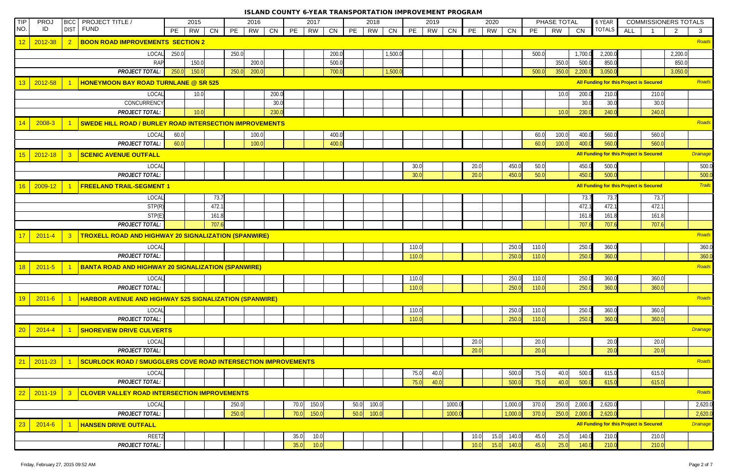# ISLAND COUNTY 6-YEAR TRANSPORTATION IMPROVEMENT PROGRAM

| TIP NO. | PROJ ID | BICC DIST | PROJECT TITLE / FUND | 2015 | | | 2016 | | | 2017 | | | 2018 | | | 2019 | | | 2020 | | | PHASE TOTAL | | | 6 YEAR TOTALS | COMMISSIONERS TOTALS | | | |
|---|---|---|---|---|---|---|---|---|---|---|---|---|---|---|---|---|---|---|---|---|---|---|---|---|---|---|---|---|---|
| | | | | PE | RW | CN | PE | RW | CN | PE | RW | CN | PE | RW | CN | PE | RW | CN | PE | RW | CN | PE | RW | CN | | ALL | 1 | 2 | 3 |
| 12 | 2012-38 | 2 | **BOON ROAD IMPROVEMENTS SECTION 2** | | | | | | | | | | | | | | | | | | | | | | | | | | Roads |
| | | | LOCAL | 250.0 | | | 250.0 | | | | | 200.0 | | | 1,500.0 | | | | | | | 500.0 | | 1,700.0 | 2,200.0 | | | 2,200.0 | |
| | | | RAP | | 150.0 | | | 200.0 | | | | 500.0 | | | | | | | | | | | 350.0 | 500.0 | 850.0 | | | 850.0 | |
| | | | *PROJECT TOTAL:* | 250.0 | 150.0 | | 250.0 | 200.0 | | | | 700.0 | | | 1,500.0 | | | | | | | 500.0 | 350.0 | 2,200.0 | 3,050.0 | | | 3,050.0 | |
| 13 | 2012-58 | 1 | **HONEYMOON BAY ROAD TURNLANE @ SR 525** | | | | | | | | | | | | | | | | | | | | | | | All Funding for this Project is Secured | | | Roads |
| | | | LOCAL | | 10.0 | | | | 200.0 | | | | | | | | | | | | | | 10.0 | 200.0 | 210.0 | | 210.0 | | |
| | | | CONCURRENCY | | | | | | 30.0 | | | | | | | | | | | | | | | 30.0 | 30.0 | | 30.0 | | |
| | | | *PROJECT TOTAL:* | | 10.0 | | | | 230.0 | | | | | | | | | | | | | | 10.0 | 230.0 | 240.0 | | 240.0 | | |
| 14 | 2008-3 | 1 | **SWEDE HILL ROAD / BURLEY ROAD INTERSECTION IMPROVEMENTS** | | | | | | | | | | | | | | | | | | | | | | | | | | Roads |
| | | | LOCAL | 60.0 | | | | 100.0 | | | | 400.0 | | | | | | | | | | 60.0 | 100.0 | 400.0 | 560.0 | | 560.0 | | |
| | | | *PROJECT TOTAL:* | 60.0 | | | | 100.0 | | | | 400.0 | | | | | | | | | | 60.0 | 100.0 | 400.0 | 560.0 | | 560.0 | | |
| 15 | 2012-18 | 3 | **SCENIC AVENUE OUTFALL** | | | | | | | | | | | | | | | | | | | | | | | All Funding for this Project is Secured | | | Drainage |
| | | | LOCAL | | | | | | | | | | | | | 30.0 | | | 20.0 | | 450.0 | 50.0 | | 450.0 | 500.0 | | | | 500.0 |
| | | | *PROJECT TOTAL:* | | | | | | | | | | | | | 30.0 | | | 20.0 | | 450.0 | 50.0 | | 450.0 | 500.0 | | | | 500.0 |
| 16 | 2009-12 | 1 | **FREELAND TRAIL-SEGMENT 1** | | | | | | | | | | | | | | | | | | | | | | | All Funding for this Project is Secured | | | Trails |
| | | | LOCAL | | | 73.7 | | | | | | | | | | | | | | | | | | 73.7 | 73.7 | | 73.7 | | |
| | | | STP(R) | | | 472.1 | | | | | | | | | | | | | | | | | | 472.1 | 472.1 | | 472.1 | | |
| | | | STP(E) | | | 161.8 | | | | | | | | | | | | | | | | | | 161.8 | 161.8 | | 161.8 | | |
| | | | *PROJECT TOTAL:* | | | 707.6 | | | | | | | | | | | | | | | | | | 707.6 | 707.6 | | 707.6 | | |
| 17 | 2011-4 | 3 | **TROXELL ROAD AND HIGHWAY 20 SIGNALIZATION (SPANWIRE)** | | | | | | | | | | | | | | | | | | | | | | | | | | Roads |
| | | | LOCAL | | | | | | | | | | | | | 110.0 | | | | | 250.0 | 110.0 | | 250.0 | 360.0 | | | | 360.0 |
| | | | *PROJECT TOTAL:* | | | | | | | | | | | | | 110.0 | | | | | 250.0 | 110.0 | | 250.0 | 360.0 | | | | 360.0 |
| 18 | 2011-5 | 1 | **BANTA ROAD AND HIGHWAY 20 SIGNALIZATION (SPANWIRE)** | | | | | | | | | | | | | | | | | | | | | | | | | | Roads |
| | | | LOCAL | | | | | | | | | | | | | 110.0 | | | | | 250.0 | 110.0 | | 250.0 | 360.0 | | 360.0 | | |
| | | | *PROJECT TOTAL:* | | | | | | | | | | | | | 110.0 | | | | | 250.0 | 110.0 | | 250.0 | 360.0 | | 360.0 | | |
| 19 | 2011-6 | 1 | **HARBOR AVENUE AND HIGHWAY 525 SIGNALIZATION (SPANWIRE)** | | | | | | | | | | | | | | | | | | | | | | | | | | Roads |
| | | | LOCAL | | | | | | | | | | | | | 110.0 | | | | | 250.0 | 110.0 | | 250.0 | 360.0 | | 360.0 | | |
| | | | *PROJECT TOTAL:* | | | | | | | | | | | | | 110.0 | | | | | 250.0 | 110.0 | | 250.0 | 360.0 | | 360.0 | | |
| 20 | 2014-4 | 1 | **SHOREVIEW DRIVE CULVERTS** | | | | | | | | | | | | | | | | | | | | | | | | | | Drainage |
| | | | LOCAL | | | | | | | | | | | | | | | | 20.0 | | | 20.0 | | | 20.0 | | 20.0 | | |
| | | | *PROJECT TOTAL:* | | | | | | | | | | | | | | | | 20.0 | | | 20.0 | | | 20.0 | | 20.0 | | |
| 21 | 2011-23 | 1 | **SCURLOCK ROAD / SMUGGLERS COVE ROAD INTERSECTION IMPROVEMENTS** | | | | | | | | | | | | | | | | | | | | | | | | | | Roads |
| | | | LOCAL | | | | | | | | | | | | | 75.0 | 40.0 | | | | 500.0 | 75.0 | 40.0 | 500.0 | 615.0 | | 615.0 | | |
| | | | *PROJECT TOTAL:* | | | | | | | | | | | | | 75.0 | 40.0 | | | | 500.0 | 75.0 | 40.0 | 500.0 | 615.0 | | 615.0 | | |
| 22 | 2011-19 | 3 | **CLOVER VALLEY ROAD INTERSECTION IMPROVEMENTS** | | | | | | | | | | | | | | | | | | | | | | | | | | Roads |
| | | | LOCAL | | | | 250.0 | | | 70.0 | 150.0 | | 50.0 | 100.0 | | | | 1000.0 | | | 1,000.0 | 370.0 | 250.0 | 2,000.0 | 2,620.0 | | | | 2,620.0 |
| | | | *PROJECT TOTAL:* | | | | 250.0 | | | 70.0 | 150.0 | | 50.0 | 100.0 | | | | 1000.0 | | | 1,000.0 | 370.0 | 250.0 | 2,000.0 | 2,620.0 | | | | 2,620.0 |
| 23 | 2014-6 | 1 | **HANSEN DRIVE OUTFALL** | | | | | | | | | | | | | | | | | | | | | | | All Funding for this Project is Secured | | | Drainage |
| | | | REET2 | | | | | | | 35.0 | 10.0 | | | | | | | | 10.0 | 15.0 | 140.0 | 45.0 | 25.0 | 140.0 | 210.0 | | 210.0 | | |
| | | | *PROJECT TOTAL:* | | | | | | | 35.0 | 10.0 | | | | | | | | 10.0 | 15.0 | 140.0 | 45.0 | 25.0 | 140.0 | 210.0 | | 210.0 | | |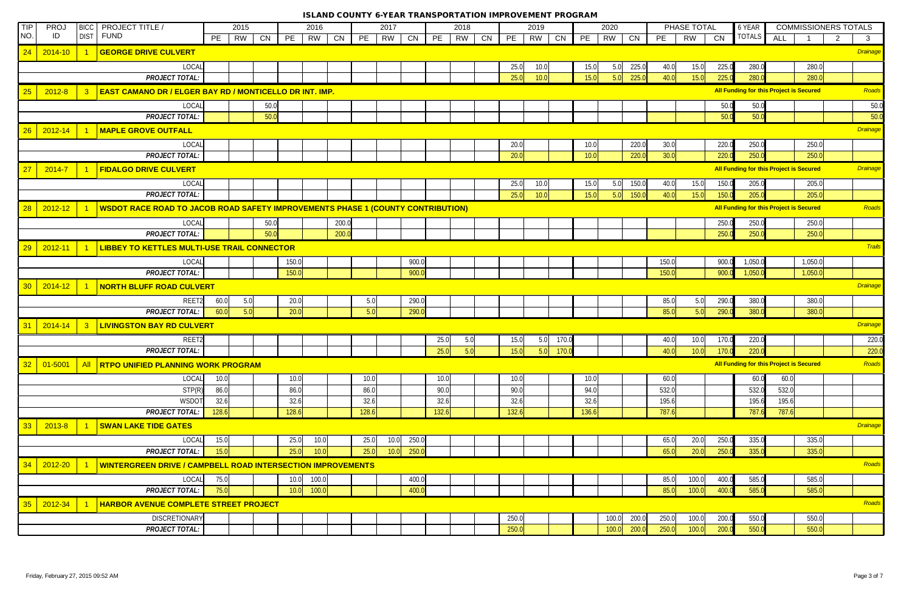# ISLAND COUNTY 6-YEAR TRANSPORTATION IMPROVEMENT PROGRAM

| TIP NO. | PROJ ID | BICC DIST | PROJECT TITLE / FUND | 2015 | | | 2016 | | | 2017 | | | 2018 | | | 2019 | | | 2020 | | | PHASE TOTAL | | | 6 YEAR TOTALS | COMMISSIONERS TOTALS | | | |
|---|---|---|---|---|---|---|---|---|---|---|---|---|---|---|---|---|---|---|---|---|---|---|---|---|---|---|---|---|---|
| | | | | PE | RW | CN | PE | RW | CN | PE | RW | CN | PE | RW | CN | PE | RW | CN | PE | RW | CN | PE | RW | CN | | ALL | 1 | 2 | 3 |
| 24 | 2014-10 | 1 | **GEORGE DRIVE CULVERT** | | | | | | | | | | | | | | | | | | | | | | | | | | Drainage |
| | | | LOCAL | | | | | | | | | | | | | 25.0 | 10.0 | | 15.0 | 5.0 | 225.0 | 40.0 | 15.0 | 225.0 | 280.0 | | 280.0 | | |
| | | | *PROJECT TOTAL:* | | | | | | | | | | | | | 25.0 | 10.0 | | 15.0 | 5.0 | 225.0 | 40.0 | 15.0 | 225.0 | 280.0 | | 280.0 | | |
| 25 | 2012-8 | 3 | **EAST CAMANO DR / ELGER BAY RD / MONTICELLO DR INT. IMP.** | | | | | | | | | | | | | | | | | | | | | | All Funding for this Project is Secured | | | | Roads |
| | | | LOCAL | | | 50.0 | | | | | | | | | | | | | | | | | | 50.0 | 50.0 | | | | 50.0 |
| | | | *PROJECT TOTAL:* | | | 50.0 | | | | | | | | | | | | | | | | | | 50.0 | 50.0 | | | | 50.0 |
| 26 | 2012-14 | 1 | **MAPLE GROVE OUTFALL** | | | | | | | | | | | | | | | | | | | | | | | | | | Drainage |
| | | | LOCAL | | | | | | | | | | | | | 20.0 | | | 10.0 | | 220.0 | 30.0 | | 220.0 | 250.0 | | 250.0 | | |
| | | | *PROJECT TOTAL:* | | | | | | | | | | | | | 20.0 | | | 10.0 | | 220.0 | 30.0 | | 220.0 | 250.0 | | 250.0 | | |
| 27 | 2014-7 | 1 | **FIDALGO DRIVE CULVERT** | | | | | | | | | | | | | | | | | | | | | | All Funding for this Project is Secured | | | | Drainage |
| | | | LOCAL | | | | | | | | | | | | | 25.0 | 10.0 | | 15.0 | 5.0 | 150.0 | 40.0 | 15.0 | 150.0 | 205.0 | | 205.0 | | |
| | | | *PROJECT TOTAL:* | | | | | | | | | | | | | 25.0 | 10.0 | | 15.0 | 5.0 | 150.0 | 40.0 | 15.0 | 150.0 | 205.0 | | 205.0 | | |
| 28 | 2012-12 | 1 | **WSDOT RACE ROAD TO JACOB ROAD SAFETY IMPROVEMENTS PHASE 1 (COUNTY CONTRIBUTION)** | | | | | | | | | | | | | | | | | | | | | | All Funding for this Project is Secured | | | | Roads |
| | | | LOCAL | | | 50.0 | | | 200.0 | | | | | | | | | | | | | | | 250.0 | 250.0 | | 250.0 | | |
| | | | *PROJECT TOTAL:* | | | 50.0 | | | 200.0 | | | | | | | | | | | | | | | 250.0 | 250.0 | | 250.0 | | |
| 29 | 2012-11 | 1 | **LIBBEY TO KETTLES MULTI-USE TRAIL CONNECTOR** | | | | | | | | | | | | | | | | | | | | | | | | | | Trails |
| | | | LOCAL | | | | 150.0 | | | | | 900.0 | | | | | | | | | | 150.0 | | 900.0 | 1,050.0 | | 1,050.0 | | |
| | | | *PROJECT TOTAL:* | | | | 150.0 | | | | | 900.0 | | | | | | | | | | 150.0 | | 900.0 | 1,050.0 | | 1,050.0 | | |
| 30 | 2014-12 | 1 | **NORTH BLUFF ROAD CULVERT** | | | | | | | | | | | | | | | | | | | | | | | | | | Drainage |
| | | | REET2 | 60.0 | 5.0 | | 20.0 | | | 5.0 | | 290.0 | | | | | | | | | | 85.0 | 5.0 | 290.0 | 380.0 | | 380.0 | | |
| | | | *PROJECT TOTAL:* | 60.0 | 5.0 | | 20.0 | | | 5.0 | | 290.0 | | | | | | | | | | 85.0 | 5.0 | 290.0 | 380.0 | | 380.0 | | |
| 31 | 2014-14 | 3 | **LIVINGSTON BAY RD CULVERT** | | | | | | | | | | | | | | | | | | | | | | | | | | Drainage |
| | | | REET2 | | | | | | | | | | 25.0 | 5.0 | | 15.0 | 5.0 | 170.0 | | | | 40.0 | 10.0 | 170.0 | 220.0 | | | | 220.0 |
| | | | *PROJECT TOTAL:* | | | | | | | | | | 25.0 | 5.0 | | 15.0 | 5.0 | 170.0 | | | | 40.0 | 10.0 | 170.0 | 220.0 | | | | 220.0 |
| 32 | 01-5001 | All | **RTPO UNIFIED PLANNING WORK PROGRAM** | | | | | | | | | | | | | | | | | | | | | | All Funding for this Project is Secured | | | | Roads |
| | | | LOCAL | 10.0 | | | 10.0 | | | 10.0 | | | 10.0 | | | 10.0 | | | 10.0 | | | 60.0 | | | 60.0 | 60.0 | | | |
| | | | STP(R) | 86.0 | | | 86.0 | | | 86.0 | | | 90.0 | | | 90.0 | | | 94.0 | | | 532.0 | | | 532.0 | 532.0 | | | |
| | | | WSDOT | 32.6 | | | 32.6 | | | 32.6 | | | 32.6 | | | 32.6 | | | 32.6 | | | 195.6 | | | 195.6 | 195.6 | | | |
| | | | *PROJECT TOTAL:* | 128.6 | | | 128.6 | | | 128.6 | | | 132.6 | | | 132.6 | | | 136.6 | | | 787.6 | | | 787.6 | 787.6 | | | |
| 33 | 2013-8 | 1 | **SWAN LAKE TIDE GATES** | | | | | | | | | | | | | | | | | | | | | | | | | | Drainage |
| | | | LOCAL | 15.0 | | | 25.0 | 10.0 | | 25.0 | 10.0 | 250.0 | | | | | | | | | | 65.0 | 20.0 | 250.0 | 335.0 | | 335.0 | | |
| | | | *PROJECT TOTAL:* | 15.0 | | | 25.0 | 10.0 | | 25.0 | 10.0 | 250.0 | | | | | | | | | | 65.0 | 20.0 | 250.0 | 335.0 | | 335.0 | | |
| 34 | 2012-20 | 1 | **WINTERGREEN DRIVE / CAMPBELL ROAD INTERSECTION IMPROVEMENTS** | | | | | | | | | | | | | | | | | | | | | | | | | | Roads |
| | | | LOCAL | 75.0 | | | 10.0 | 100.0 | | | | 400.0 | | | | | | | | | | 85.0 | 100.0 | 400.0 | 585.0 | | 585.0 | | |
| | | | *PROJECT TOTAL:* | 75.0 | | | 10.0 | 100.0 | | | | 400.0 | | | | | | | | | | 85.0 | 100.0 | 400.0 | 585.0 | | 585.0 | | |
| 35 | 2012-34 | 1 | **HARBOR AVENUE COMPLETE STREET PROJECT** | | | | | | | | | | | | | | | | | | | | | | | | | | Roads |
| | | | DISCRETIONARY | | | | | | | | | | | | | 250.0 | | | | 100.0 | 200.0 | 250.0 | 100.0 | 200.0 | 550.0 | | 550.0 | | |
| | | | *PROJECT TOTAL:* | | | | | | | | | | | | | 250.0 | | | | 100.0 | 200.0 | 250.0 | 100.0 | 200.0 | 550.0 | | 550.0 | | |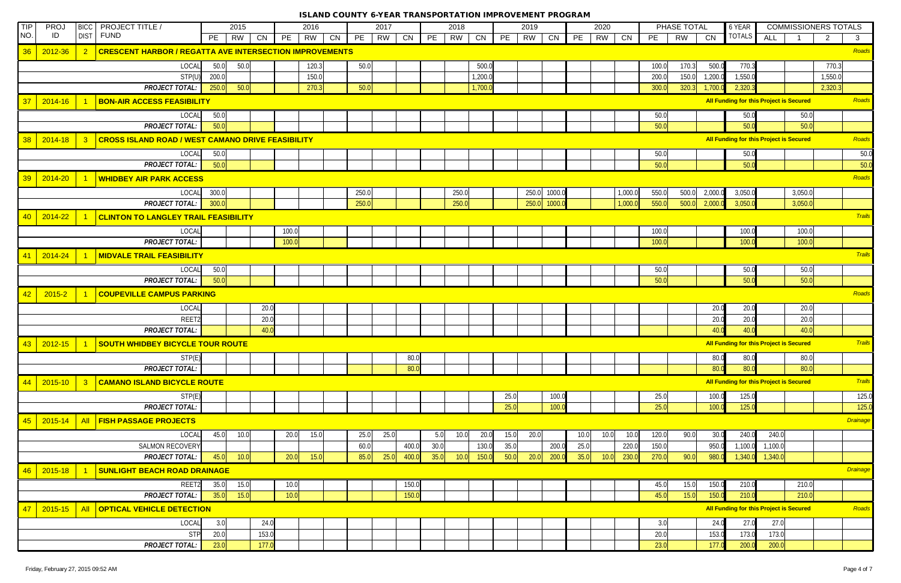# ISLAND COUNTY 6-YEAR TRANSPORTATION IMPROVEMENT PROGRAM

| TIP NO. | PROJ ID | BICC DIST | PROJECT TITLE / FUND | 2015 PE | 2015 RW | 2015 CN | 2016 PE | 2016 RW | 2016 CN | 2017 PE | 2017 RW | 2017 CN | 2018 PE | 2018 RW | 2018 CN | 2019 PE | 2019 RW | 2019 CN | 2020 PE | 2020 RW | 2020 CN | PHASE TOTAL PE | PHASE TOTAL RW | PHASE TOTAL CN | 6 YEAR TOTALS | COMMISSIONERS TOTALS ALL | 1 | 2 | 3 |
|---|---|---|---|---|---|---|---|---|---|---|---|---|---|---|---|---|---|---|---|---|---|---|---|---|---|---|---|---|---|
| 36 | 2012-36 | 2 | **CRESCENT HARBOR / REGATTA AVE INTERSECTION IMPROVEMENTS** | | | | | | | | | | | | | | | | | | | | | | | | | | Roads |
| | | | LOCAL | 50.0 | 50.0 | | | 120.3 | | 50.0 | | | | | 500.0 | | | | | | | 100.0 | 170.3 | 500.0 | 770.3 | | | 770.3 | |
| | | | STP(U) | 200.0 | | | | 150.0 | | | | | | | 1,200.0 | | | | | | | 200.0 | 150.0 | 1,200.0 | 1,550.0 | | | 1,550.0 | |
| | | | *PROJECT TOTAL:* | 250.0 | 50.0 | | | 270.3 | | 50.0 | | | | | 1,700.0 | | | | | | | 300.0 | 320.3 | 1,700.0 | 2,320.3 | | | 2,320.3 | |
| 37 | 2014-16 | 1 | **BON-AIR ACCESS FEASIBILITY** | | | | | | | | | | | | | | | | | | | | | | All Funding for this Project is Secured | | | | Roads |
| | | | LOCAL | 50.0 | | | | | | | | | | | | | | | | | | 50.0 | | | 50.0 | | 50.0 | | |
| | | | *PROJECT TOTAL:* | 50.0 | | | | | | | | | | | | | | | | | | 50.0 | | | 50.0 | | 50.0 | | |
| 38 | 2014-18 | 3 | **CROSS ISLAND ROAD / WEST CAMANO DRIVE FEASIBILITY** | | | | | | | | | | | | | | | | | | | | | | All Funding for this Project is Secured | | | | Roads |
| | | | LOCAL | 50.0 | | | | | | | | | | | | | | | | | | 50.0 | | | 50.0 | | | | 50.0 |
| | | | *PROJECT TOTAL:* | 50.0 | | | | | | | | | | | | | | | | | | 50.0 | | | 50.0 | | | | 50.0 |
| 39 | 2014-20 | 1 | **WHIDBEY AIR PARK ACCESS** | | | | | | | | | | | | | | | | | | | | | | | | | | Roads |
| | | | LOCAL | 300.0 | | | | | | 250.0 | | | | 250.0 | | | 250.0 | 1000.0 | | | 1,000.0 | 550.0 | 500.0 | 2,000.0 | 3,050.0 | | 3,050.0 | | |
| | | | *PROJECT TOTAL:* | 300.0 | | | | | | 250.0 | | | | 250.0 | | | 250.0 | 1000.0 | | | 1,000.0 | 550.0 | 500.0 | 2,000.0 | 3,050.0 | | 3,050.0 | | |
| 40 | 2014-22 | 1 | **CLINTON TO LANGLEY TRAIL FEASIBILITY** | | | | | | | | | | | | | | | | | | | | | | | | | | Trails |
| | | | LOCAL | | | | 100.0 | | | | | | | | | | | | | | | 100.0 | | | 100.0 | | 100.0 | | |
| | | | *PROJECT TOTAL:* | | | | 100.0 | | | | | | | | | | | | | | | 100.0 | | | 100.0 | | 100.0 | | |
| 41 | 2014-24 | 1 | **MIDVALE TRAIL FEASIBILITY** | | | | | | | | | | | | | | | | | | | | | | | | | | Trails |
| | | | LOCAL | 50.0 | | | | | | | | | | | | | | | | | | 50.0 | | | 50.0 | | 50.0 | | |
| | | | *PROJECT TOTAL:* | 50.0 | | | | | | | | | | | | | | | | | | 50.0 | | | 50.0 | | 50.0 | | |
| 42 | 2015-2 | 1 | **COUPEVILLE CAMPUS PARKING** | | | | | | | | | | | | | | | | | | | | | | | | | | Roads |
| | | | LOCAL | | | 20.0 | | | | | | | | | | | | | | | | | | 20.0 | 20.0 | | 20.0 | | |
| | | | REET2 | | | 20.0 | | | | | | | | | | | | | | | | | | 20.0 | 20.0 | | 20.0 | | |
| | | | *PROJECT TOTAL:* | | | 40.0 | | | | | | | | | | | | | | | | | | 40.0 | 40.0 | | 40.0 | | |
| 43 | 2012-15 | 1 | **SOUTH WHIDBEY BICYCLE TOUR ROUTE** | | | | | | | | | | | | | | | | | | | | | | All Funding for this Project is Secured | | | | Trails |
| | | | STP(E) | | | | | | | | | 80.0 | | | | | | | | | | | | 80.0 | 80.0 | | 80.0 | | |
| | | | *PROJECT TOTAL:* | | | | | | | | | 80.0 | | | | | | | | | | | | 80.0 | 80.0 | | 80.0 | | |
| 44 | 2015-10 | 3 | **CAMANO ISLAND BICYCLE ROUTE** | | | | | | | | | | | | | | | | | | | | | | All Funding for this Project is Secured | | | | Trails |
| | | | STP(E) | | | | | | | | | | | | | 25.0 | | 100.0 | | | | 25.0 | | 100.0 | 125.0 | | | | 125.0 |
| | | | *PROJECT TOTAL:* | | | | | | | | | | | | | 25.0 | | 100.0 | | | | 25.0 | | 100.0 | 125.0 | | | | 125.0 |
| 45 | 2015-14 | All | **FISH PASSAGE PROJECTS** | | | | | | | | | | | | | | | | | | | | | | | | | | Drainage |
| | | | LOCAL | 45.0 | 10.0 | | 20.0 | 15.0 | | 25.0 | 25.0 | | 5.0 | 10.0 | 20.0 | 15.0 | 20.0 | | 10.0 | 10.0 | 10.0 | 120.0 | 90.0 | 30.0 | 240.0 | 240.0 | | | |
| | | | SALMON RECOVERY | | | | | | | 60.0 | | 400.0 | 30.0 | | 130.0 | 35.0 | | 200.0 | 25.0 | | 220.0 | 150.0 | | 950.0 | 1,100.0 | 1,100.0 | | | |
| | | | *PROJECT TOTAL:* | 45.0 | 10.0 | | 20.0 | 15.0 | | 85.0 | 25.0 | 400.0 | 35.0 | 10.0 | 150.0 | 50.0 | 20.0 | 200.0 | 35.0 | 10.0 | 230.0 | 270.0 | 90.0 | 980.0 | 1,340.0 | 1,340.0 | | | |
| 46 | 2015-18 | 1 | **SUNLIGHT BEACH ROAD DRAINAGE** | | | | | | | | | | | | | | | | | | | | | | | | | | Drainage |
| | | | REET2 | 35.0 | 15.0 | | 10.0 | | | | | 150.0 | | | | | | | | | | 45.0 | 15.0 | 150.0 | 210.0 | | 210.0 | | |
| | | | *PROJECT TOTAL:* | 35.0 | 15.0 | | 10.0 | | | | | 150.0 | | | | | | | | | | 45.0 | 15.0 | 150.0 | 210.0 | | 210.0 | | |
| 47 | 2015-15 | All | **OPTICAL VEHICLE DETECTION** | | | | | | | | | | | | | | | | | | | | | | All Funding for this Project is Secured | | | | Roads |
| | | | LOCAL | 3.0 | | 24.0 | | | | | | | | | | | | | | | | 3.0 | | 24.0 | 27.0 | 27.0 | | | |
| | | | STP | 20.0 | | 153.0 | | | | | | | | | | | | | | | | 20.0 | | 153.0 | 173.0 | 173.0 | | | |
| | | | *PROJECT TOTAL:* | 23.0 | | 177.0 | | | | | | | | | | | | | | | | 23.0 | | 177.0 | 200.0 | 200.0 | | | |

Friday, February 27, 2015 09:52 AM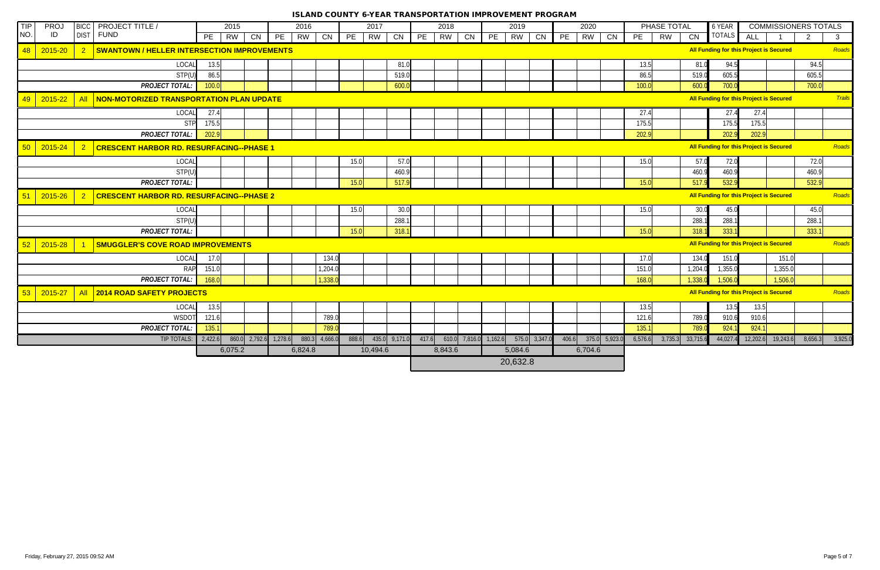# ISLAND COUNTY 6-YEAR TRANSPORTATION IMPROVEMENT PROGRAM

| TIP NO. | PROJ ID | BICC DIST | PROJECT TITLE / FUND | 2015 | | | 2016 | | | 2017 | | | 2018 | | | 2019 | | | 2020 | | | PHASE TOTAL | | | 6 YEAR TOTALS | COMMISSIONERS TOTALS | | | |
|---|---|---|---|---|---|---|---|---|---|---|---|---|---|---|---|---|---|---|---|---|---|---|---|---|---|---|---|---|---|
| | | | | PE | RW | CN | PE | RW | CN | PE | RW | CN | PE | RW | CN | PE | RW | CN | PE | RW | CN | PE | RW | CN | | ALL | 1 | 2 | 3 |
| 48 | 2015-20 | 2 | **SWANTOWN / HELLER INTERSECTION IMPROVEMENTS** | | | | | | | | | | | | | | | | | | | | | | All Funding for this Project is Secured | | | | Roads |
| | | | LOCAL | 13.5 | | | | | | | | 81.0 | | | | | | | | | | 13.5 | | 81.0 | 94.5 | | | 94.5 | |
| | | | STP(U) | 86.5 | | | | | | | | 519.0 | | | | | | | | | | 86.5 | | 519.0 | 605.5 | | | 605.5 | |
| | | | *PROJECT TOTAL:* | 100.0 | | | | | | | | 600.0 | | | | | | | | | | 100.0 | | 600.0 | 700.0 | | | 700.0 | |
| 49 | 2015-22 | All | **NON-MOTORIZED TRANSPORTATION PLAN UPDATE** | | | | | | | | | | | | | | | | | | | | | | All Funding for this Project is Secured | | | | Trails |
| | | | LOCAL | 27.4 | | | | | | | | | | | | | | | | | | 27.4 | | | 27.4 | 27.4 | | | |
| | | | STP | 175.5 | | | | | | | | | | | | | | | | | | 175.5 | | | 175.5 | 175.5 | | | |
| | | | *PROJECT TOTAL:* | 202.9 | | | | | | | | | | | | | | | | | | 202.9 | | | 202.9 | 202.9 | | | |
| 50 | 2015-24 | 2 | **CRESCENT HARBOR RD. RESURFACING--PHASE 1** | | | | | | | | | | | | | | | | | | | | | | All Funding for this Project is Secured | | | | Roads |
| | | | LOCAL | | | | | | | 15.0 | | 57.0 | | | | | | | | | | 15.0 | | 57.0 | 72.0 | | | 72.0 | |
| | | | STP(U) | | | | | | | | | 460.9 | | | | | | | | | | | | 460.9 | 460.9 | | | 460.9 | |
| | | | *PROJECT TOTAL:* | | | | | | | 15.0 | | 517.9 | | | | | | | | | | 15.0 | | 517.9 | 532.9 | | | 532.9 | |
| 51 | 2015-26 | 2 | **CRESCENT HARBOR RD. RESURFACING--PHASE 2** | | | | | | | | | | | | | | | | | | | | | | All Funding for this Project is Secured | | | | Roads |
| | | | LOCAL | | | | | | | 15.0 | | 30.0 | | | | | | | | | | 15.0 | | 30.0 | 45.0 | | | 45.0 | |
| | | | STP(U) | | | | | | | | | 288.1 | | | | | | | | | | | | 288.1 | 288.1 | | | 288.1 | |
| | | | *PROJECT TOTAL:* | | | | | | | 15.0 | | 318.1 | | | | | | | | | | 15.0 | | 318.1 | 333.1 | | | 333.1 | |
| 52 | 2015-28 | 1 | **SMUGGLER'S COVE ROAD IMPROVEMENTS** | | | | | | | | | | | | | | | | | | | | | | All Funding for this Project is Secured | | | | Roads |
| | | | LOCAL | 17.0 | | | | | 134.0 | | | | | | | | | | | | | 17.0 | | 134.0 | 151.0 | | 151.0 | | |
| | | | RAP | 151.0 | | | | | 1,204.0 | | | | | | | | | | | | | 151.0 | | 1,204.0 | 1,355.0 | | 1,355.0 | | |
| | | | *PROJECT TOTAL:* | 168.0 | | | | | 1,338.0 | | | | | | | | | | | | | 168.0 | | 1,338.0 | 1,506.0 | | 1,506.0 | | |
| 53 | 2015-27 | All | **2014 ROAD SAFETY PROJECTS** | | | | | | | | | | | | | | | | | | | | | | All Funding for this Project is Secured | | | | Roads |
| | | | LOCAL | 13.5 | | | | | | | | | | | | | | | | | | 13.5 | | | 13.5 | 13.5 | | | |
| | | | WSDOT | 121.6 | | | | | 789.0 | | | | | | | | | | | | | 121.6 | | 789.0 | 910.6 | 910.6 | | | |
| | | | *PROJECT TOTAL:* | 135.1 | | | | | 789.0 | | | | | | | | | | | | | 135.1 | | 789.0 | 924.1 | 924.1 | | | |
| | | | TIP TOTALS: | 2,422.6 | 860.0 | 2,792.6 | 1,278.6 | 880.3 | 4,666.0 | 888.6 | 435.0 | 9,171.0 | 417.6 | 610.0 | 7,816.0 | 1,162.6 | 575.0 | 3,347.0 | 406.6 | 375.0 | 5,923.0 | 6,576.6 | 3,735.3 | 33,715.6 | 44,027.4 | 12,202.6 | 19,243.6 | 8,656.3 | 3,925.0 |
| | | | | 6,075.2 | | | 6,824.8 | | | 10,494.6 | | | 8,843.6 | | | 5,084.6 | | | 6,704.6 | | | | | | | | | | |
| | | | | | | | | | | | | | 20,632.8 | | | | | | | | | | | | | | | | |

Friday, February 27, 2015 09:52 AM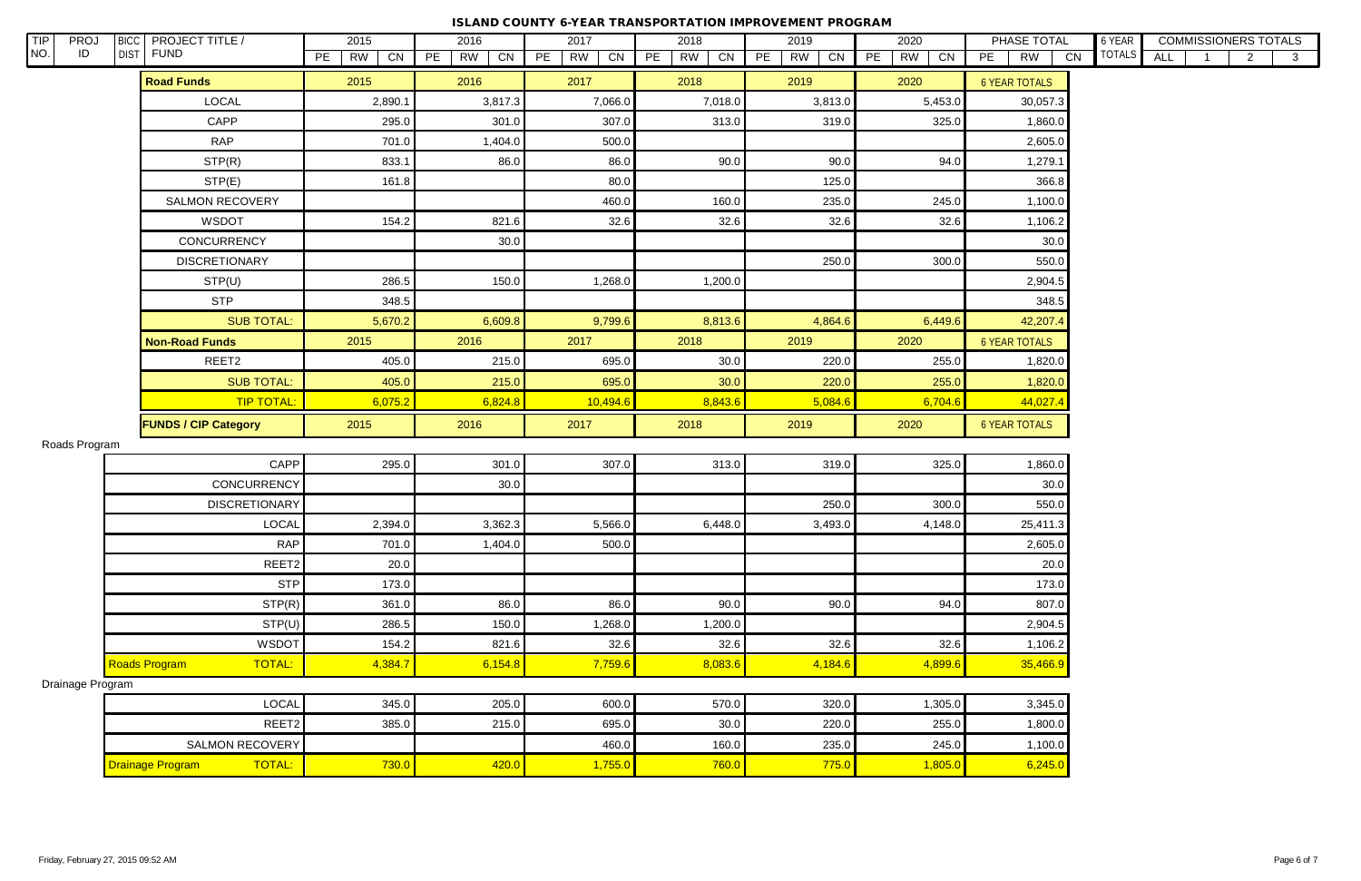# ISLAND COUNTY 6-YEAR TRANSPORTATION IMPROVEMENT PROGRAM

| TIP NO. | PROJ ID | BICC DIST | PROJECT TITLE / FUND | 2015 PE | 2015 RW | 2015 CN | 2016 PE | 2016 RW | 2016 CN | 2017 PE | 2017 RW | 2017 CN | 2018 PE | 2018 RW | 2018 CN | 2019 PE | 2019 RW | 2019 CN | 2020 PE | 2020 RW | 2020 CN | PHASE TOTAL PE | PHASE TOTAL RW | PHASE TOTAL CN | 6 YEAR TOTALS | COMMISSIONERS TOTALS ALL | 1 | 2 | 3 |
|---|---|---|---|---|---|---|---|---|---|---|---|---|---|---|---|---|---|---|---|---|---|---|---|---|---|---|---|---|---|

| Road Funds | 2015 | 2016 | 2017 | 2018 | 2019 | 2020 | 6 YEAR TOTALS |
|---|---|---|---|---|---|---|---|
| LOCAL | 2,890.1 | 3,817.3 | 7,066.0 | 7,018.0 | 3,813.0 | 5,453.0 | 30,057.3 |
| CAPP | 295.0 | 301.0 | 307.0 | 313.0 | 319.0 | 325.0 | 1,860.0 |
| RAP | 701.0 | 1,404.0 | 500.0 | | | | 2,605.0 |
| STP(R) | 833.1 | 86.0 | 86.0 | 90.0 | 90.0 | 94.0 | 1,279.1 |
| STP(E) | 161.8 | | 80.0 | | 125.0 | | 366.8 |
| SALMON RECOVERY | | | 460.0 | 160.0 | 235.0 | 245.0 | 1,100.0 |
| WSDOT | 154.2 | 821.6 | 32.6 | 32.6 | 32.6 | 32.6 | 1,106.2 |
| CONCURRENCY | | 30.0 | | | | | 30.0 |
| DISCRETIONARY | | | | | 250.0 | 300.0 | 550.0 |
| STP(U) | 286.5 | 150.0 | 1,268.0 | 1,200.0 | | | 2,904.5 |
| STP | 348.5 | | | | | | 348.5 |
| SUB TOTAL: | 5,670.2 | 6,609.8 | 9,799.6 | 8,813.6 | 4,864.6 | 6,449.6 | 42,207.4 |
| **Non-Road Funds** | 2015 | 2016 | 2017 | 2018 | 2019 | 2020 | 6 YEAR TOTALS |
| REET2 | 405.0 | 215.0 | 695.0 | 30.0 | 220.0 | 255.0 | 1,820.0 |
| SUB TOTAL: | 405.0 | 215.0 | 695.0 | 30.0 | 220.0 | 255.0 | 1,820.0 |
| TIP TOTAL: | 6,075.2 | 6,824.8 | 10,494.6 | 8,843.6 | 5,084.6 | 6,704.6 | 44,027.4 |

| FUNDS / CIP Category | 2015 | 2016 | 2017 | 2018 | 2019 | 2020 | 6 YEAR TOTALS |
|---|---|---|---|---|---|---|---|
| **Roads Program** | | | | | | | |
| CAPP | 295.0 | 301.0 | 307.0 | 313.0 | 319.0 | 325.0 | 1,860.0 |
| CONCURRENCY | | 30.0 | | | | | 30.0 |
| DISCRETIONARY | | | | | 250.0 | 300.0 | 550.0 |
| LOCAL | 2,394.0 | 3,362.3 | 5,566.0 | 6,448.0 | 3,493.0 | 4,148.0 | 25,411.3 |
| RAP | 701.0 | 1,404.0 | 500.0 | | | | 2,605.0 |
| REET2 | 20.0 | | | | | | 20.0 |
| STP | 173.0 | | | | | | 173.0 |
| STP(R) | 361.0 | 86.0 | 86.0 | 90.0 | 90.0 | 94.0 | 807.0 |
| STP(U) | 286.5 | 150.0 | 1,268.0 | 1,200.0 | | | 2,904.5 |
| WSDOT | 154.2 | 821.6 | 32.6 | 32.6 | 32.6 | 32.6 | 1,106.2 |
| Roads Program TOTAL: | 4,384.7 | 6,154.8 | 7,759.6 | 8,083.6 | 4,184.6 | 4,899.6 | 35,466.9 |
| **Drainage Program** | | | | | | | |
| LOCAL | 345.0 | 205.0 | 600.0 | 570.0 | 320.0 | 1,305.0 | 3,345.0 |
| REET2 | 385.0 | 215.0 | 695.0 | 30.0 | 220.0 | 255.0 | 1,800.0 |
| SALMON RECOVERY | | | 460.0 | 160.0 | 235.0 | 245.0 | 1,100.0 |
| Drainage Program TOTAL: | 730.0 | 420.0 | 1,755.0 | 760.0 | 775.0 | 1,805.0 | 6,245.0 |

Friday, February 27, 2015 09:52 AM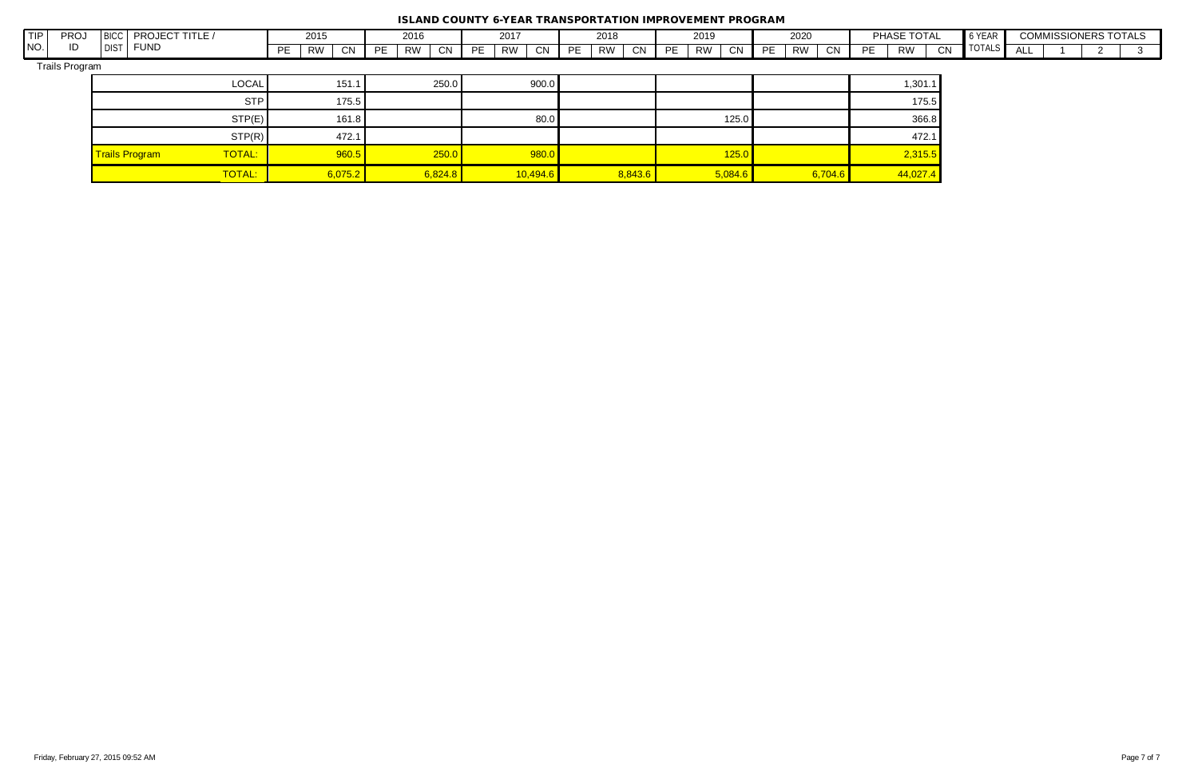# ISLAND COUNTY 6-YEAR TRANSPORTATION IMPROVEMENT PROGRAM

| TIP NO. | PROJ ID | BICC DIST | PROJECT TITLE / FUND | 2015 | | | 2016 | | | 2017 | | | 2018 | | | 2019 | | | 2020 | | | PHASE TOTAL | | | 6 YEAR TOTALS | COMMISSIONERS TOTALS | | | |
|---|---|---|---|---|---|---|---|---|---|---|---|---|---|---|---|---|---|---|---|---|---|---|---|---|---|---|---|---|---|
| | | | | PE | RW | CN | PE | RW | CN | PE | RW | CN | PE | RW | CN | PE | RW | CN | PE | RW | CN | PE | RW | CN | | ALL | 1 | 2 | 3 |
| Trails Program | | | | | | | | | | | | | | | | | | | | | | | | | | | | | |
| | | | LOCAL | | | 151.1 | | | 250.0 | | | 900.0 | | | | | | | | | | | | 1,301.1 | | | | | |
| | | | STP | | | 175.5 | | | | | | | | | | | | | | | | | | 175.5 | | | | | |
| | | | STP(E) | | | 161.8 | | | | | | 80.0 | | | | | | 125.0 | | | | | | 366.8 | | | | | |
| | | | STP(R) | | | 472.1 | | | | | | | | | | | | | | | | | | 472.1 | | | | | |
| | | | Trails Program TOTAL: | | | 960.5 | | | 250.0 | | | 980.0 | | | | | | 125.0 | | | | | | 2,315.5 | | | | | |
| | | | TOTAL: | | | 6,075.2 | | | 6,824.8 | | | 10,494.6 | | | 8,843.6 | | | 5,084.6 | | | 6,704.6 | | | 44,027.4 | | | | | |

Friday, February 27, 2015 09:52 AM